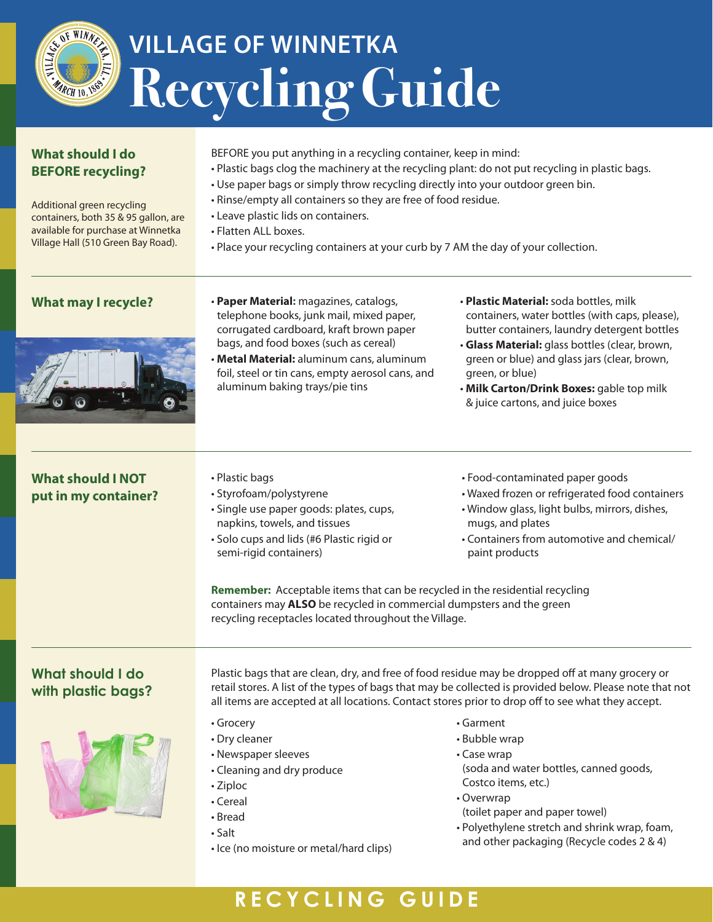# VILLAGE OF WINNETKA

# Recycling Guide

## What should I do BEFORE recycling?

Additional green recycling containers, both 35 & 95 gallon, are available for purchase at Winnetka Village Hall (510 Green Bay Road).

BEFORE you put anything in a recycling container, keep in mind:

- Plastic bags clog the machinery at the recycling plant: do not put recycling in plastic bags.
- Use paper bags or simply throw recycling directly into your outdoor green bin.
- Rinse/empty all containers so they are free of food residue.
- Leave plastic lids on containers.
- Flatten ALL boxes.
- Place your recycling containers at your curb by 7 AM the day of your collection.

## What may I recycle?

- **Paper Material:** magazines, catalogs, telephone books, junk mail, mixed paper, corrugated cardboard, kraft brown paper bags, and food boxes (such as cereal)
- **Metal Material:** aluminum cans, aluminum foil, steel or tin cans, empty aerosol cans, and aluminum baking trays/pie tins
- **Plastic Material:** soda bottles, milk containers, water bottles (with caps, please), butter containers, laundry detergent bottles
- **Glass Material:** glass bottles (clear, brown, green or blue) and glass jars (clear, brown, green, or blue)
- **Milk Carton/Drink Boxes:** gable top milk & juice cartons, and juice boxes

## What should I NOT put in my container?

- Plastic bags
- Styrofoam/polystyrene
- Single use paper goods: plates, cups, napkins, towels, and tissues
- Solo cups and lids (#6 Plastic rigid or semi-rigid containers)
- Food-contaminated paper goods
- Waxed frozen or refrigerated food containers
- Window glass, light bulbs, mirrors, dishes, mugs, and plates
- Containers from automotive and chemical/ paint products

**Remember:** Acceptable items that can be recycled in the residential recycling containers may **ALSO** be recycled in commercial dumpsters and the green recycling receptacles located throughout the Village.

## What should I do with plastic bags?

Plastic bags that are clean, dry, and free of food residue may be dropped off at many grocery or retail stores. A list of the types of bags that may be collected is provided below. Please note that not all items are accepted at all locations. Contact stores prior to drop off to see what they accept.

- Grocery
- Dry cleaner
- Newspaper sleeves
- Cleaning and dry produce
- Ziploc
- Cereal
- Bread
- Salt
- Ice (no moisture or metal/hard clips)
- Garment
- Bubble wrap
- Case wrap (soda and water bottles, canned goods, Costco items, etc.)
- Overwrap (toilet paper and paper towel)
- Polyethylene stretch and shrink wrap, foam, and other packaging (Recycle codes 2 & 4)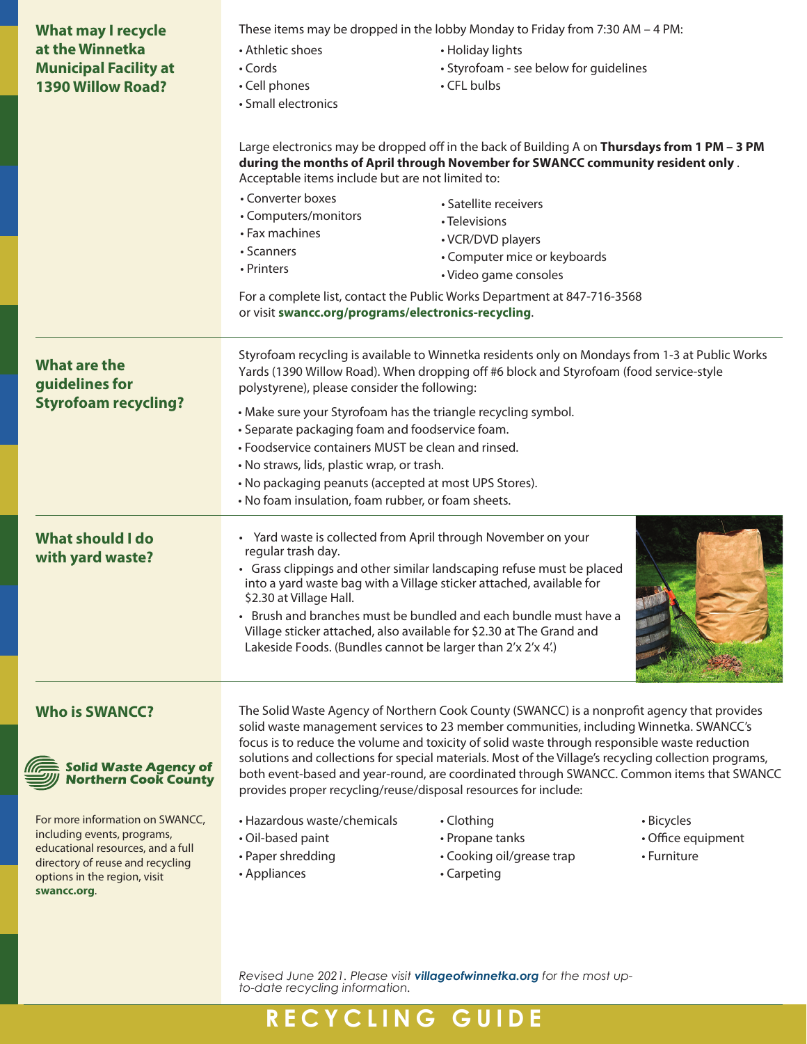## What may I recycle at the Winnetka Municipal Facility at 1390 Willow Road?

These items may be dropped in the lobby Monday to Friday from 7:30 AM – 4 PM:

- Athletic shoes
- Cords
- Cell phones
- Small electronics
- Holiday lights
- Styrofoam - see below for guidelines
- CFL bulbs

Large electronics may be dropped off in the back of Building A on **Thursdays from 1 PM – 3 PM during the months of April through November for SWANCC community resident only**. Acceptable items include but are not limited to:

- Converter boxes
- Computers/monitors
- Fax machines
- Scanners
- Printers
- Satellite receivers
- Televisions
- VCR/DVD players
- Computer mice or keyboards
- Video game consoles

For a complete list, contact the Public Works Department at 847-716-3568 or visit **swancc.org/programs/electronics-recycling**.

## What are the guidelines for Styrofoam recycling?

Styrofoam recycling is available to Winnetka residents only on Mondays from 1-3 at Public Works Yards (1390 Willow Road). When dropping off #6 block and Styrofoam (food service-style polystyrene), please consider the following:

- Make sure your Styrofoam has the triangle recycling symbol.
- Separate packaging foam and foodservice foam.
- Foodservice containers MUST be clean and rinsed.
- No straws, lids, plastic wrap, or trash.
- No packaging peanuts (accepted at most UPS Stores).
- No foam insulation, foam rubber, or foam sheets.

## What should I do with yard waste?

- Yard waste is collected from April through November on your regular trash day.
- Grass clippings and other similar landscaping refuse must be placed into a yard waste bag with a Village sticker attached, available for $2.30 at Village Hall.
- Brush and branches must be bundled and each bundle must have a Village sticker attached, also available for $2.30 at The Grand and Lakeside Foods. (Bundles cannot be larger than 2'x 2'x 4'.)

## Who is SWANCC?

Solid Waste Agency of Northern Cook County

For more information on SWANCC, including events, programs, educational resources, and a full directory of reuse and recycling options in the region, visit **swancc.org**.

The Solid Waste Agency of Northern Cook County (SWANCC) is a nonprofit agency that provides solid waste management services to 23 member communities, including Winnetka. SWANCC's focus is to reduce the volume and toxicity of solid waste through responsible waste reduction solutions and collections for special materials. Most of the Village's recycling collection programs, both event-based and year-round, are coordinated through SWANCC. Common items that SWANCC provides proper recycling/reuse/disposal resources for include:

- Hazardous waste/chemicals
- Oil-based paint
- Paper shredding
- Appliances
- Clothing
- Propane tanks
- Cooking oil/grease trap
- Carpeting
- Bicycles
- Office equipment
- Furniture

*Revised June 2021. Please visit* ***villageofwinnetka.org*** *for the most up-to-date recycling information.*

# RECYCLING GUIDE